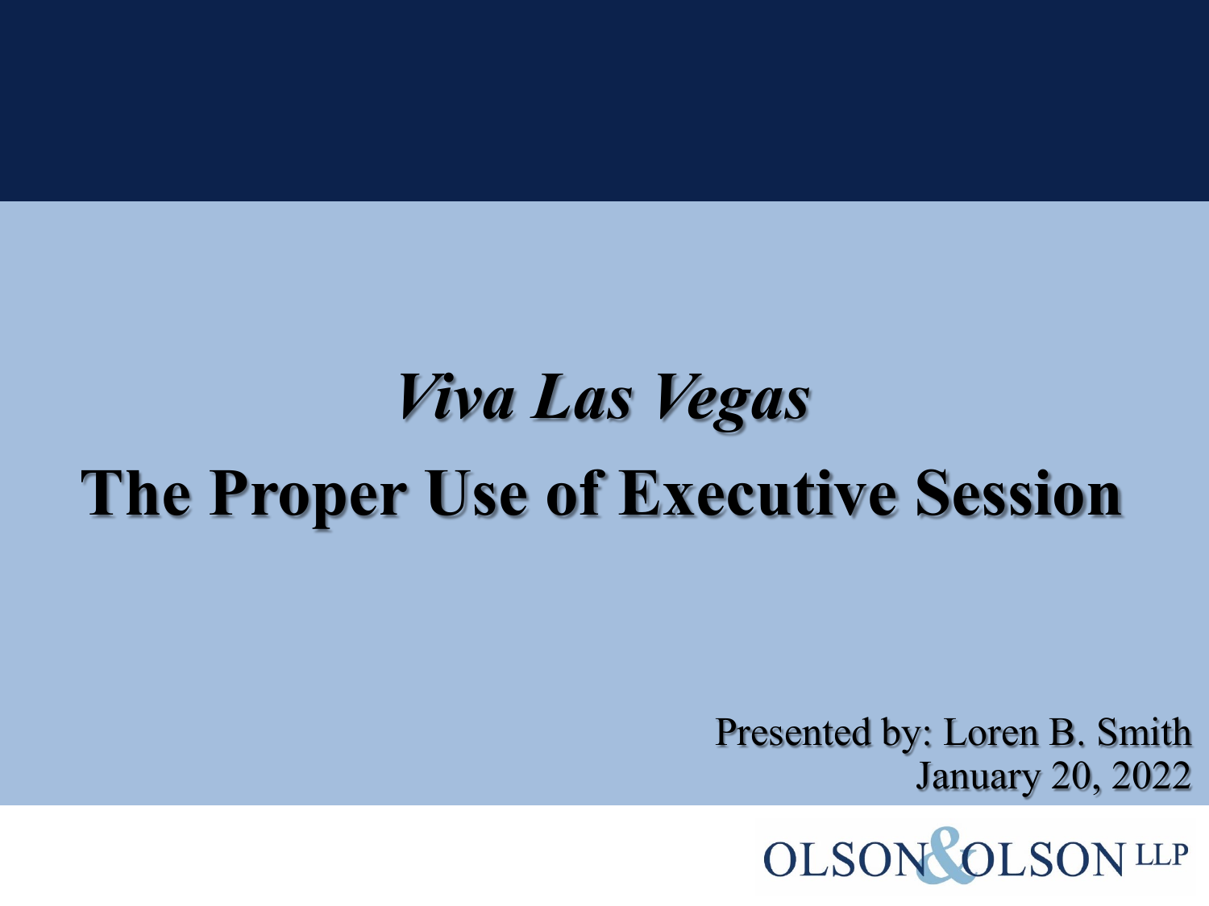# *Viva Las Vegas*

# The Proper Use of Executive Session

Presented by: Loren B. Smith
January 20, 2022

OLSON & OLSON LLP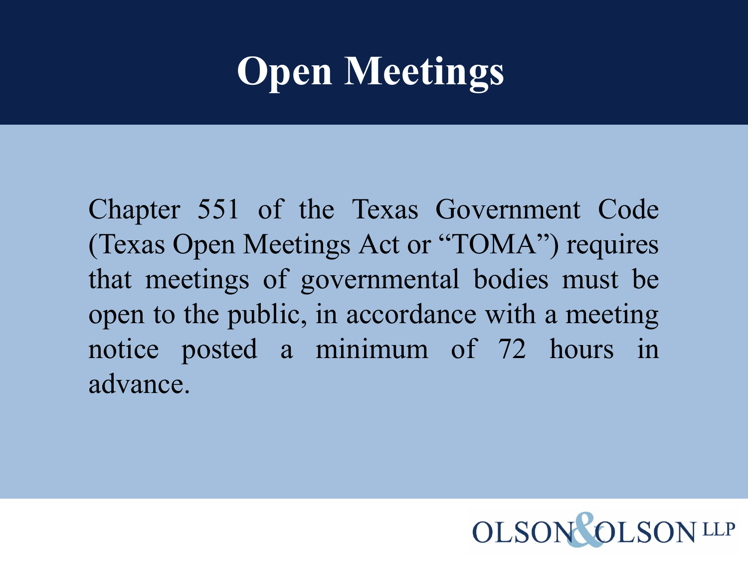# Open Meetings

Chapter 551 of the Texas Government Code (Texas Open Meetings Act or "TOMA") requires that meetings of governmental bodies must be open to the public, in accordance with a meeting notice posted a minimum of 72 hours in advance.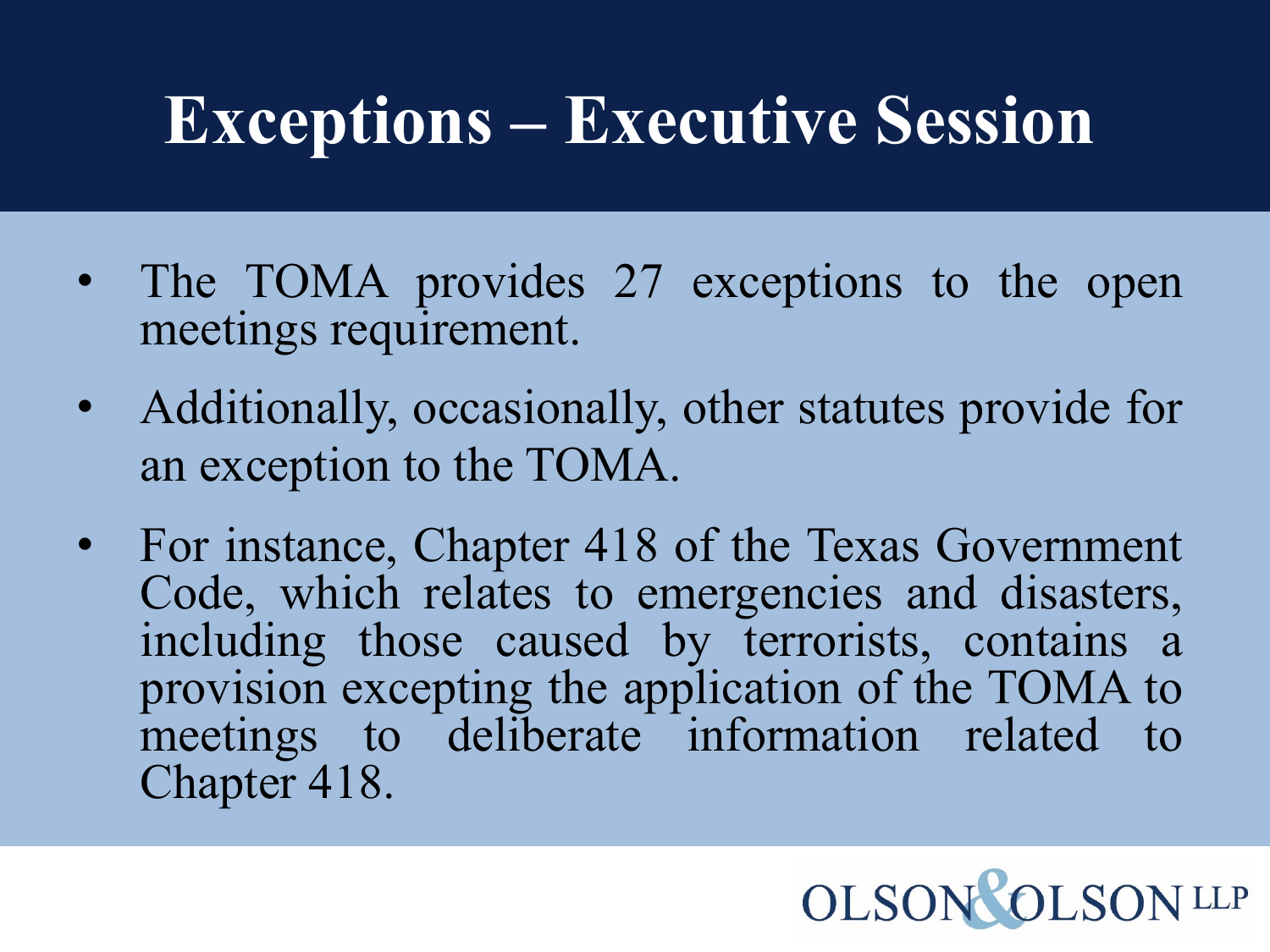# Exceptions – Executive Session

- The TOMA provides 27 exceptions to the open meetings requirement.
- Additionally, occasionally, other statutes provide for an exception to the TOMA.
- For instance, Chapter 418 of the Texas Government Code, which relates to emergencies and disasters, including those caused by terrorists, contains a provision excepting the application of the TOMA to meetings to deliberate information related to Chapter 418.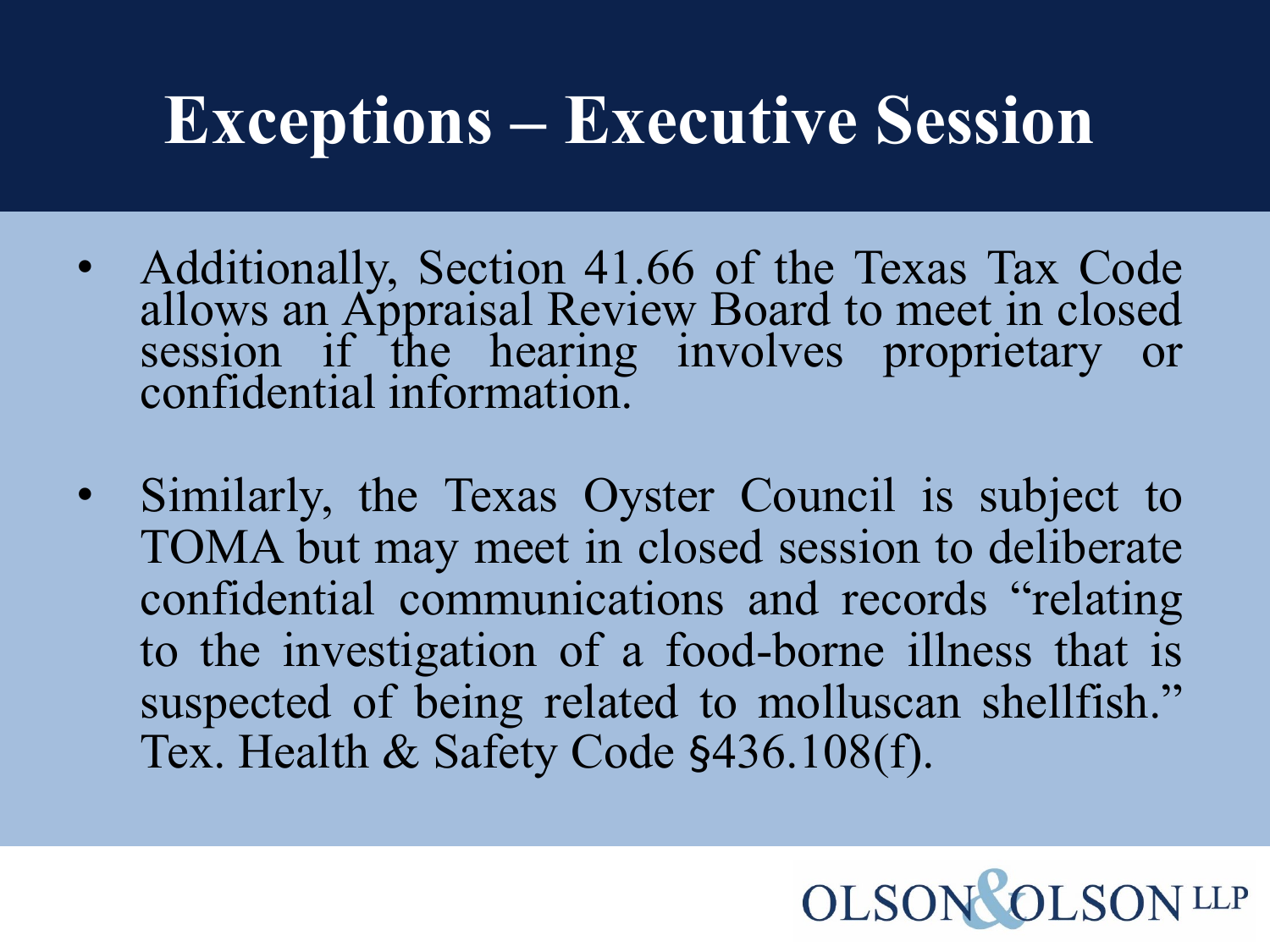# Exceptions – Executive Session

- Additionally, Section 41.66 of the Texas Tax Code allows an Appraisal Review Board to meet in closed session if the hearing involves proprietary or confidential information.
- Similarly, the Texas Oyster Council is subject to TOMA but may meet in closed session to deliberate confidential communications and records "relating to the investigation of a food-borne illness that is suspected of being related to molluscan shellfish." Tex. Health & Safety Code §436.108(f).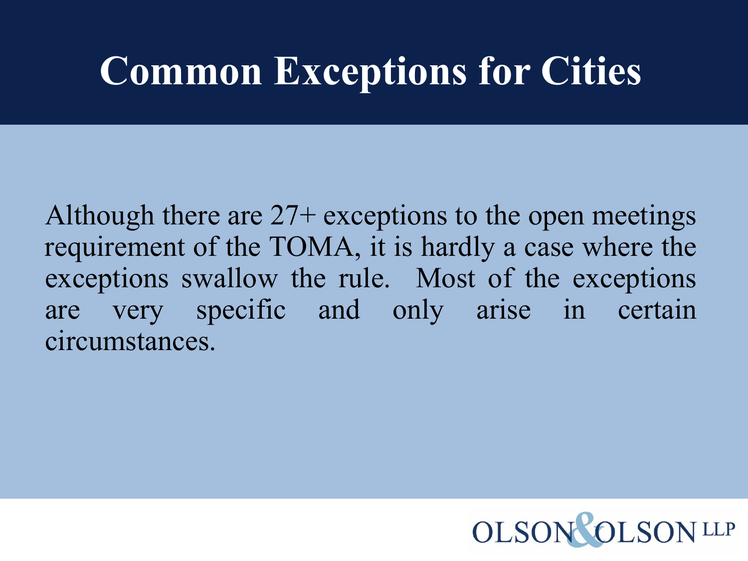# Common Exceptions for Cities

Although there are 27+ exceptions to the open meetings requirement of the TOMA, it is hardly a case where the exceptions swallow the rule. Most of the exceptions are very specific and only arise in certain circumstances.

OLSON & OLSON LLP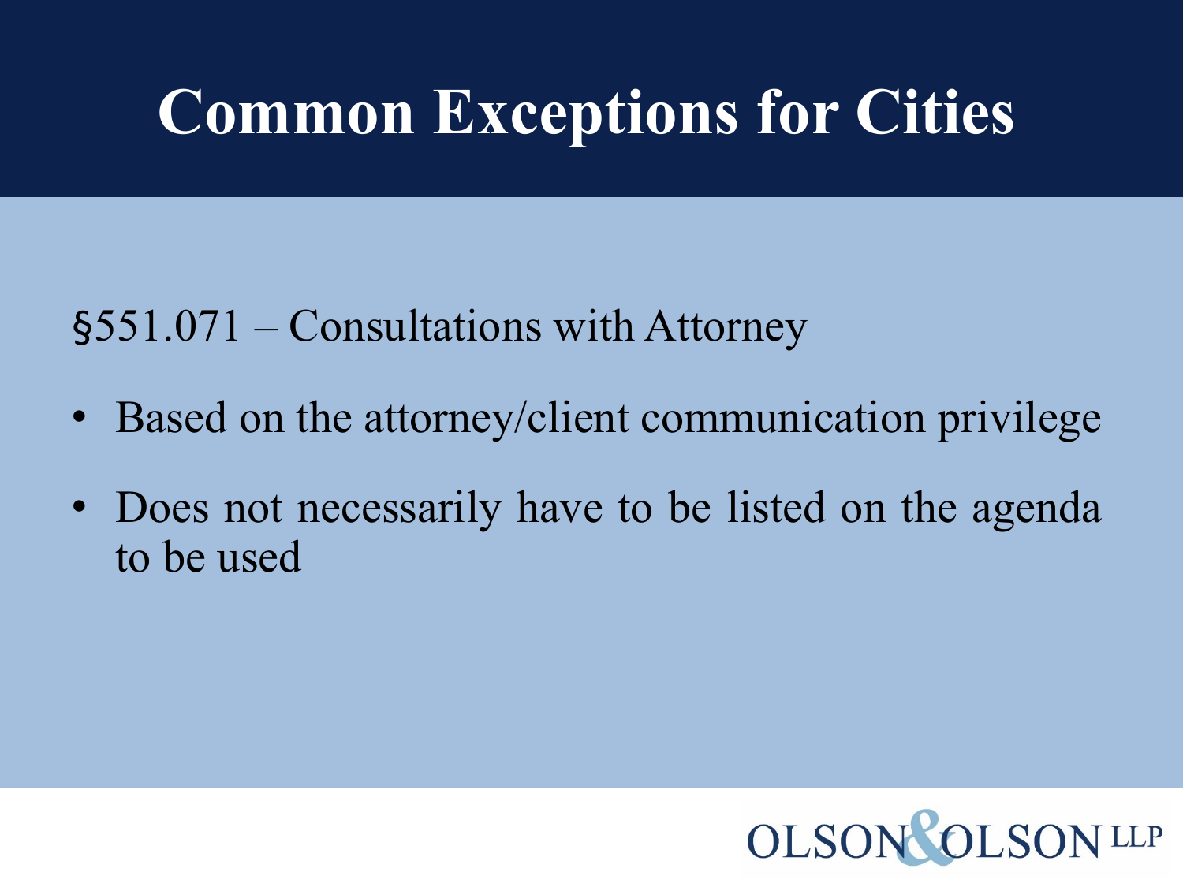# Common Exceptions for Cities

§551.071 – Consultations with Attorney

- Based on the attorney/client communication privilege
- Does not necessarily have to be listed on the agenda to be used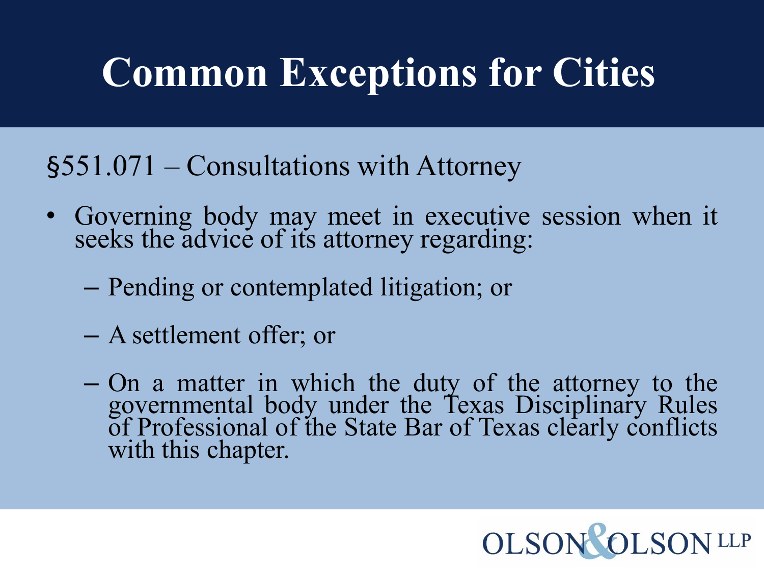# Common Exceptions for Cities

§551.071 – Consultations with Attorney

- Governing body may meet in executive session when it seeks the advice of its attorney regarding:
  - Pending or contemplated litigation; or
  - A settlement offer; or
  - On a matter in which the duty of the attorney to the governmental body under the Texas Disciplinary Rules of Professional of the State Bar of Texas clearly conflicts with this chapter.

OLSON & OLSON LLP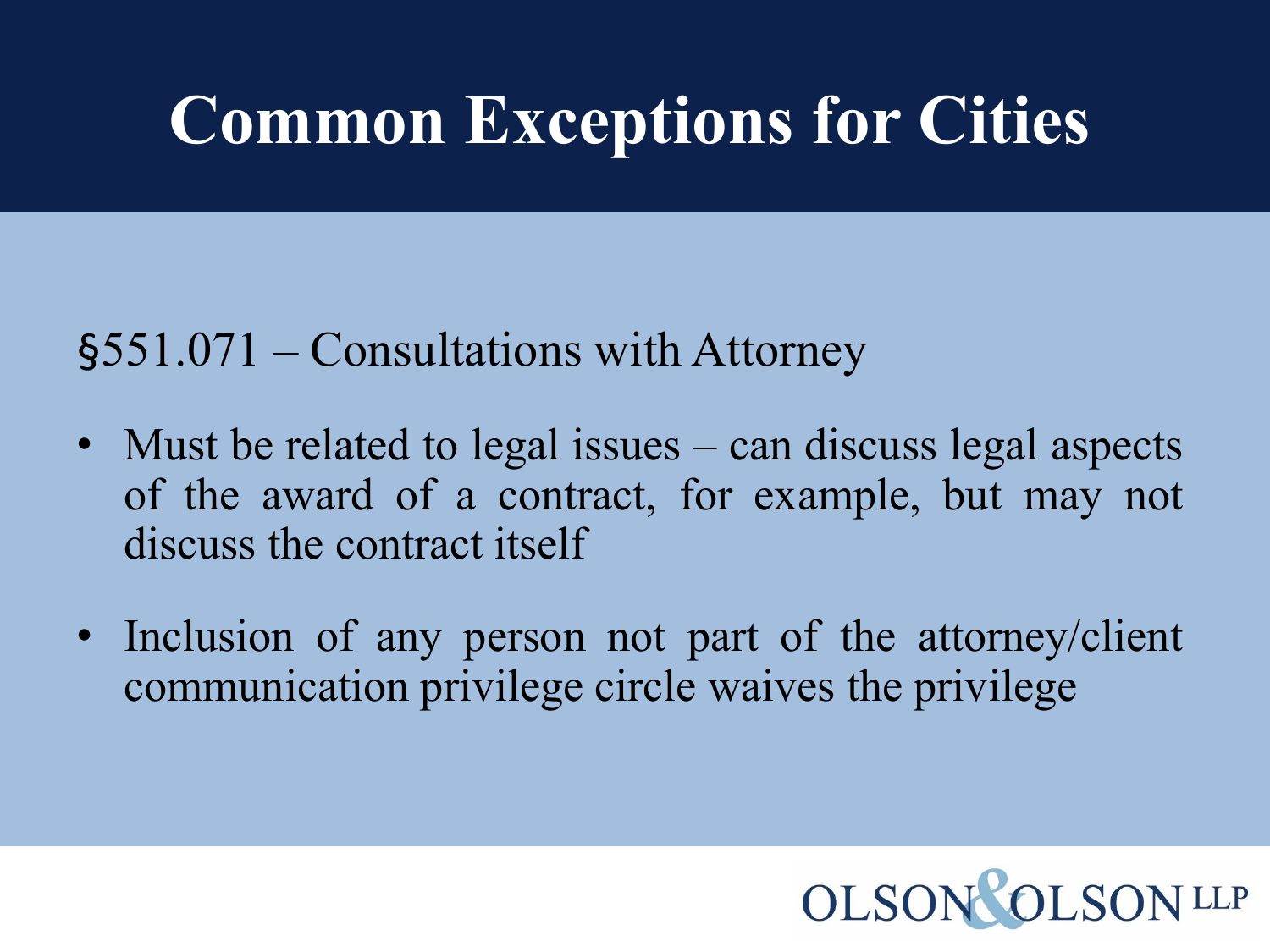# Common Exceptions for Cities

§551.071 – Consultations with Attorney

- Must be related to legal issues – can discuss legal aspects of the award of a contract, for example, but may not discuss the contract itself
- Inclusion of any person not part of the attorney/client communication privilege circle waives the privilege

OLSON & OLSON LLP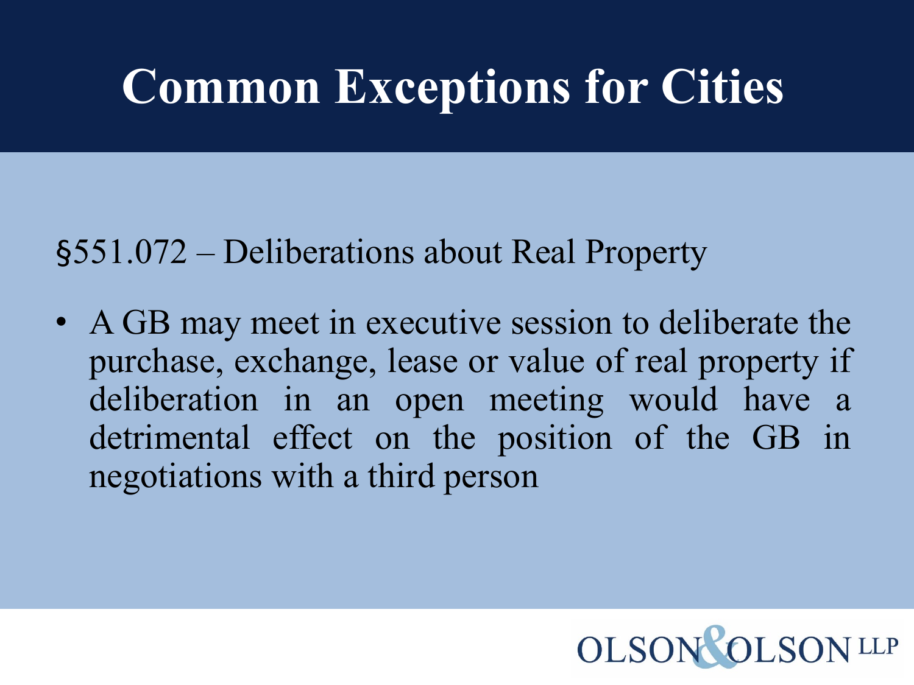# Common Exceptions for Cities

§551.072 – Deliberations about Real Property

- A GB may meet in executive session to deliberate the purchase, exchange, lease or value of real property if deliberation in an open meeting would have a detrimental effect on the position of the GB in negotiations with a third person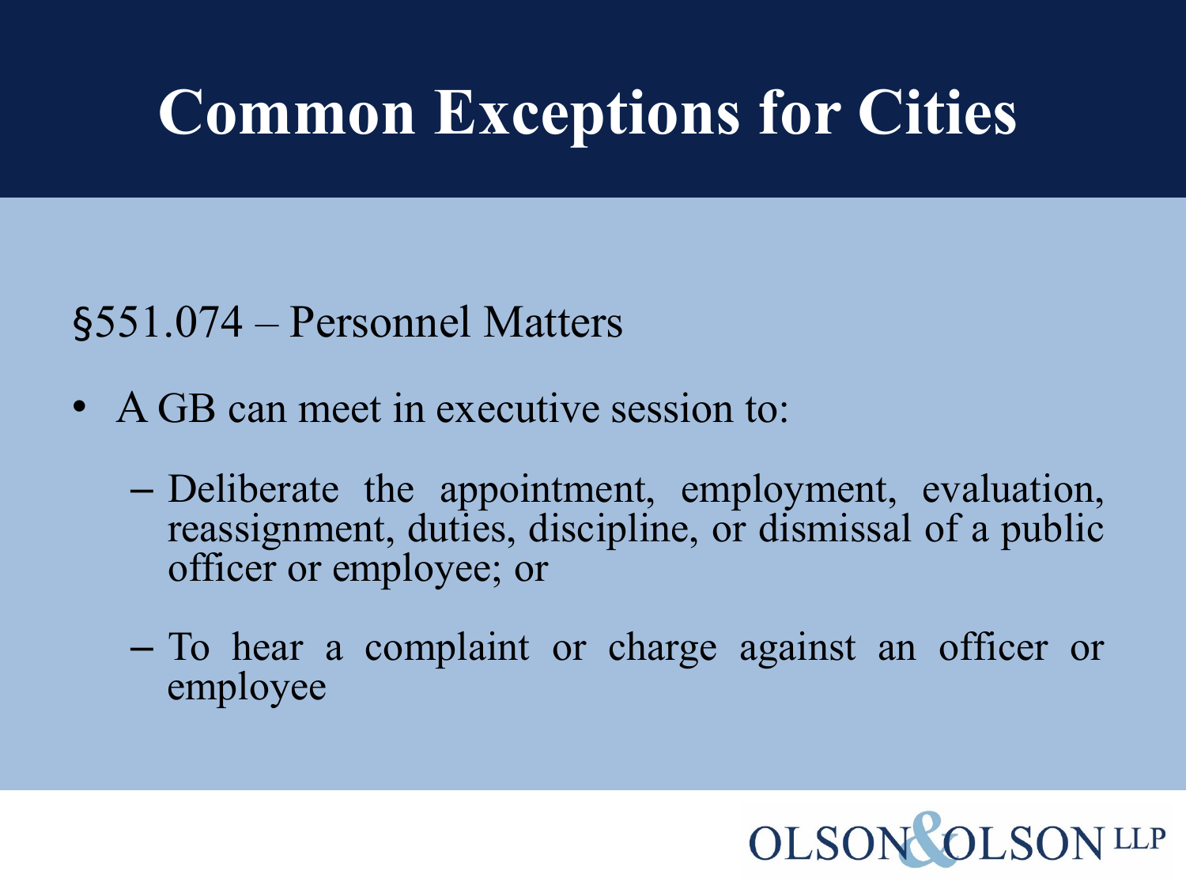# Common Exceptions for Cities

§551.074 – Personnel Matters

- A GB can meet in executive session to:
  - Deliberate the appointment, employment, evaluation, reassignment, duties, discipline, or dismissal of a public officer or employee; or
  - To hear a complaint or charge against an officer or employee

OLSON & OLSON LLP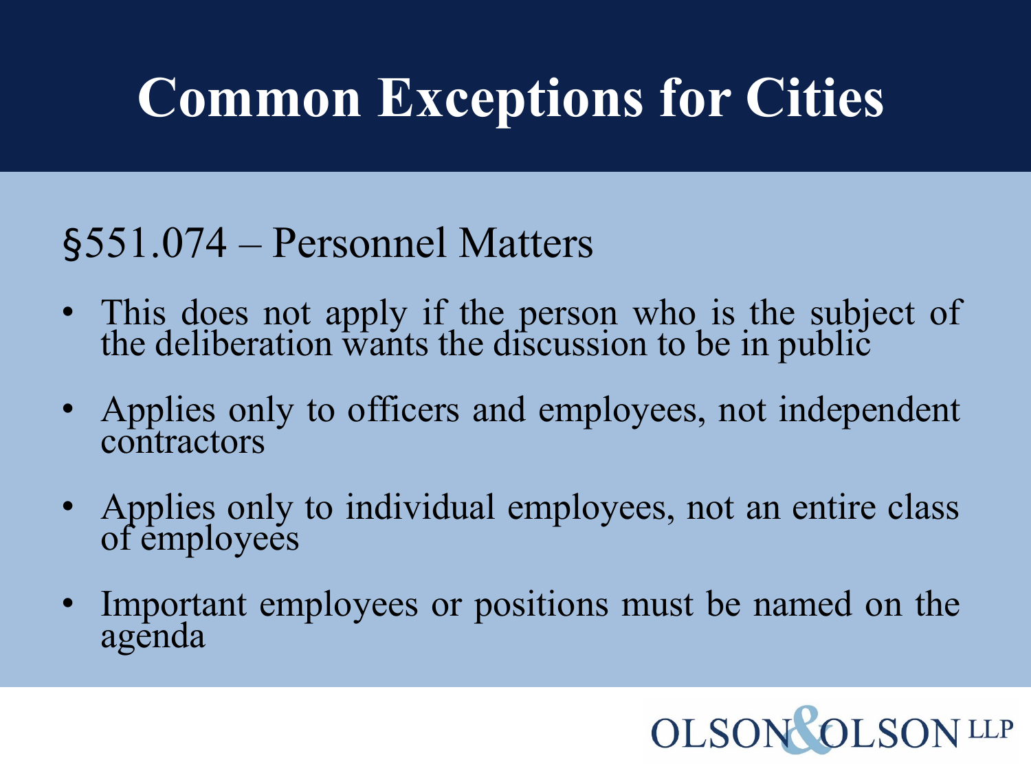# Common Exceptions for Cities

## §551.074 – Personnel Matters

- This does not apply if the person who is the subject of the deliberation wants the discussion to be in public
- Applies only to officers and employees, not independent contractors
- Applies only to individual employees, not an entire class of employees
- Important employees or positions must be named on the agenda

OLSON & OLSON LLP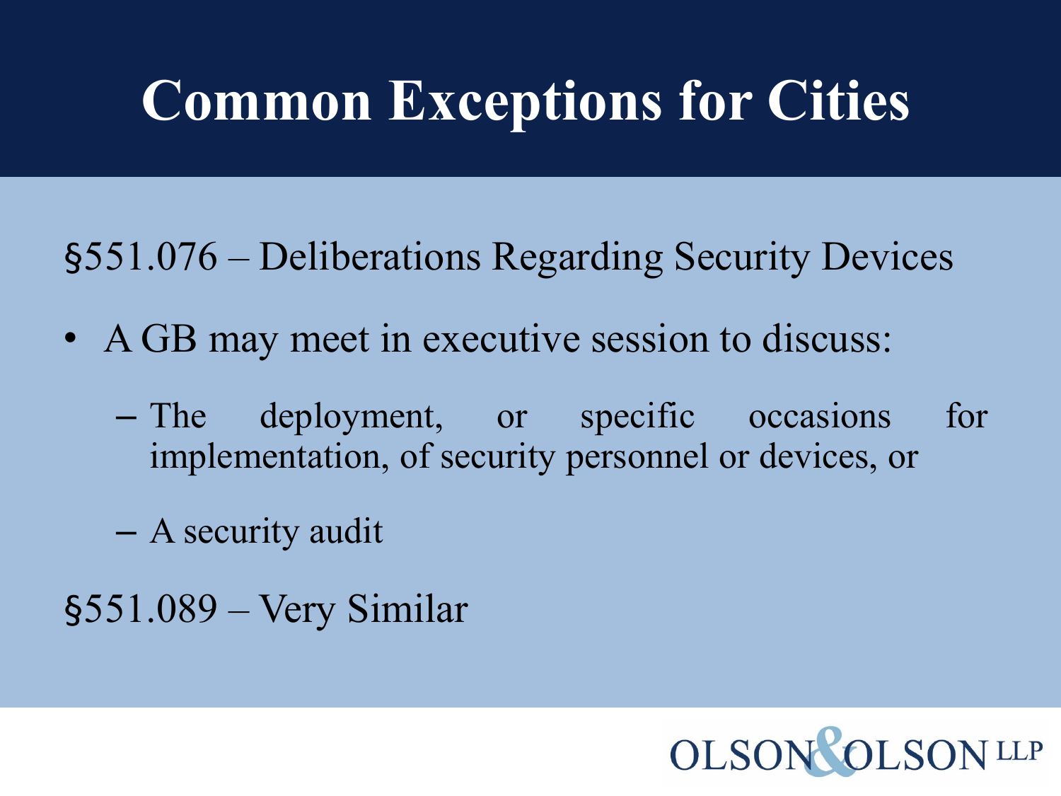# Common Exceptions for Cities

§551.076 – Deliberations Regarding Security Devices

- A GB may meet in executive session to discuss:
  - The deployment, or specific occasions for implementation, of security personnel or devices, or
  - A security audit

§551.089 – Very Similar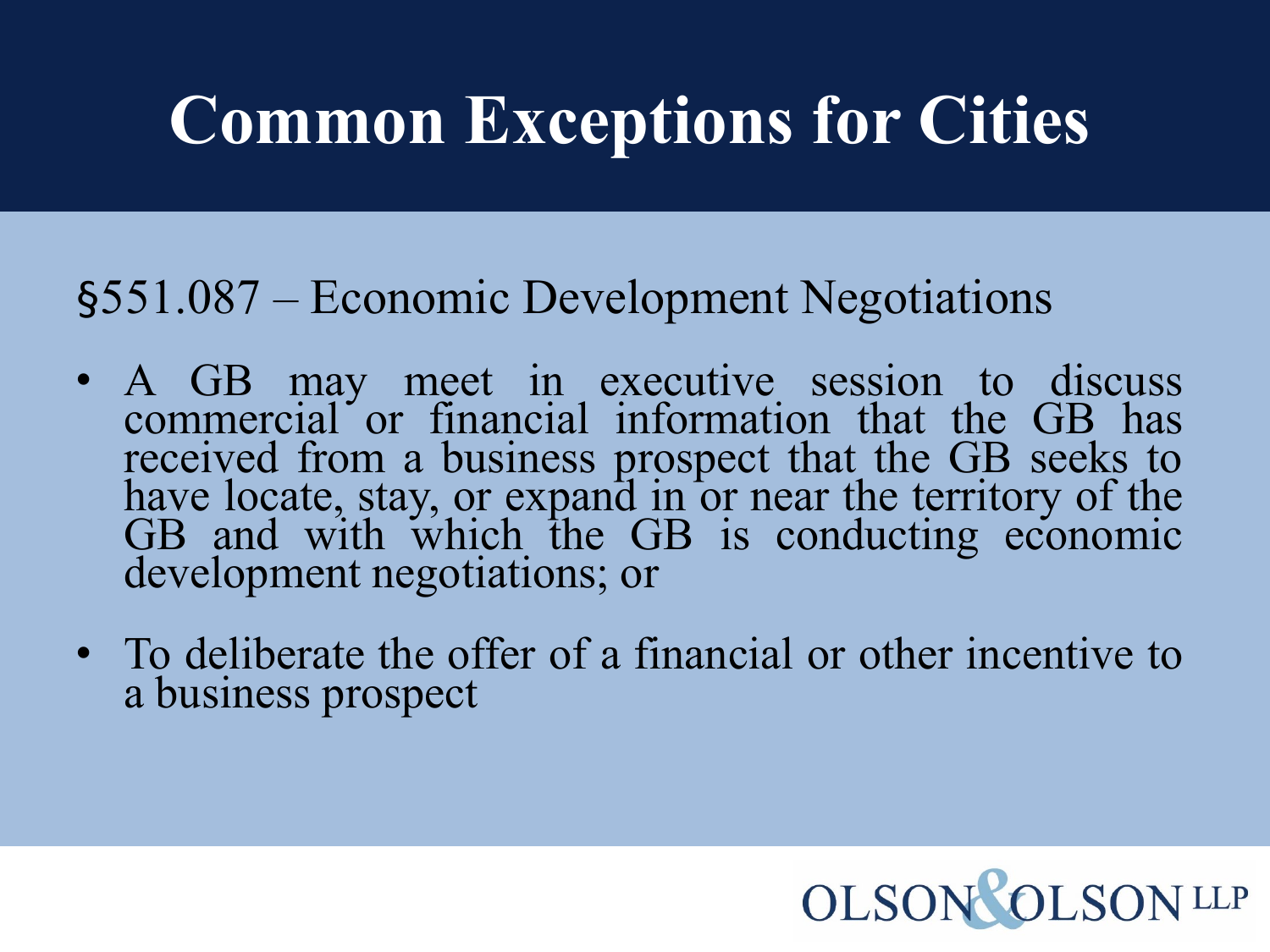# Common Exceptions for Cities

§551.087 – Economic Development Negotiations

- A GB may meet in executive session to discuss commercial or financial information that the GB has received from a business prospect that the GB seeks to have locate, stay, or expand in or near the territory of the GB and with which the GB is conducting economic development negotiations; or
- To deliberate the offer of a financial or other incentive to a business prospect

OLSON & OLSON LLP